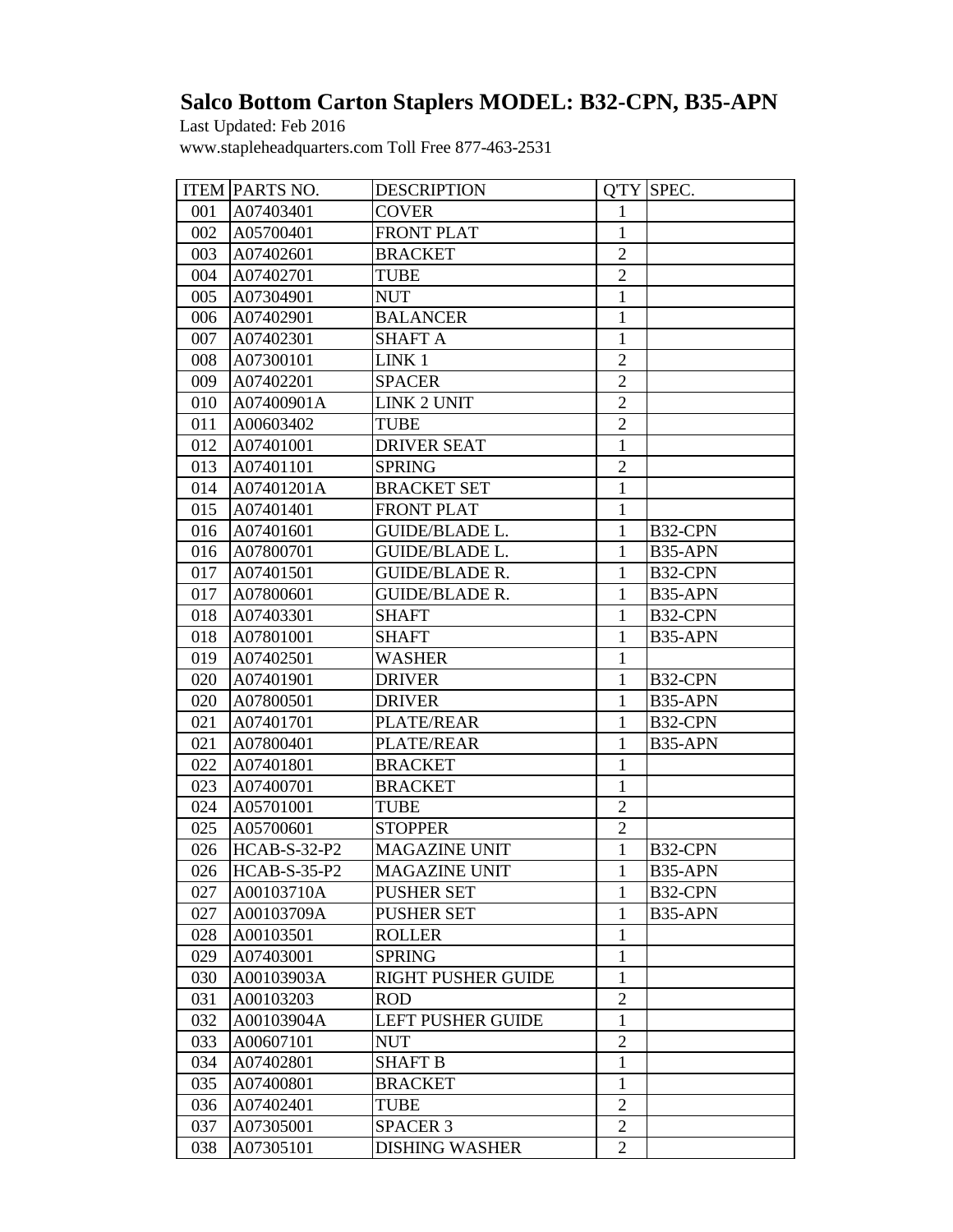# Salco Bottom Carton Staplers MODEL: B32-CPN, B35-APN

Last Updated: Feb 2016

www.stapleheadquarters.com Toll Free 877-463-2531

| ITEM | PARTS NO. | DESCRIPTION | Q'TY | SPEC. |
|---|---|---|---|---|
| 001 | A07403401 | COVER | 1 | |
| 002 | A05700401 | FRONT PLAT | 1 | |
| 003 | A07402601 | BRACKET | 2 | |
| 004 | A07402701 | TUBE | 2 | |
| 005 | A07304901 | NUT | 1 | |
| 006 | A07402901 | BALANCER | 1 | |
| 007 | A07402301 | SHAFT A | 1 | |
| 008 | A07300101 | LINK 1 | 2 | |
| 009 | A07402201 | SPACER | 2 | |
| 010 | A07400901A | LINK 2 UNIT | 2 | |
| 011 | A00603402 | TUBE | 2 | |
| 012 | A07401001 | DRIVER SEAT | 1 | |
| 013 | A07401101 | SPRING | 2 | |
| 014 | A07401201A | BRACKET SET | 1 | |
| 015 | A07401401 | FRONT PLAT | 1 | |
| 016 | A07401601 | GUIDE/BLADE L. | 1 | B32-CPN |
| 016 | A07800701 | GUIDE/BLADE L. | 1 | B35-APN |
| 017 | A07401501 | GUIDE/BLADE R. | 1 | B32-CPN |
| 017 | A07800601 | GUIDE/BLADE R. | 1 | B35-APN |
| 018 | A07403301 | SHAFT | 1 | B32-CPN |
| 018 | A07801001 | SHAFT | 1 | B35-APN |
| 019 | A07402501 | WASHER | 1 | |
| 020 | A07401901 | DRIVER | 1 | B32-CPN |
| 020 | A07800501 | DRIVER | 1 | B35-APN |
| 021 | A07401701 | PLATE/REAR | 1 | B32-CPN |
| 021 | A07800401 | PLATE/REAR | 1 | B35-APN |
| 022 | A07401801 | BRACKET | 1 | |
| 023 | A07400701 | BRACKET | 1 | |
| 024 | A05701001 | TUBE | 2 | |
| 025 | A05700601 | STOPPER | 2 | |
| 026 | HCAB-S-32-P2 | MAGAZINE UNIT | 1 | B32-CPN |
| 026 | HCAB-S-35-P2 | MAGAZINE UNIT | 1 | B35-APN |
| 027 | A00103710A | PUSHER SET | 1 | B32-CPN |
| 027 | A00103709A | PUSHER SET | 1 | B35-APN |
| 028 | A00103501 | ROLLER | 1 | |
| 029 | A07403001 | SPRING | 1 | |
| 030 | A00103903A | RIGHT PUSHER GUIDE | 1 | |
| 031 | A00103203 | ROD | 2 | |
| 032 | A00103904A | LEFT PUSHER GUIDE | 1 | |
| 033 | A00607101 | NUT | 2 | |
| 034 | A07402801 | SHAFT B | 1 | |
| 035 | A07400801 | BRACKET | 1 | |
| 036 | A07402401 | TUBE | 2 | |
| 037 | A07305001 | SPACER 3 | 2 | |
| 038 | A07305101 | DISHING WASHER | 2 | |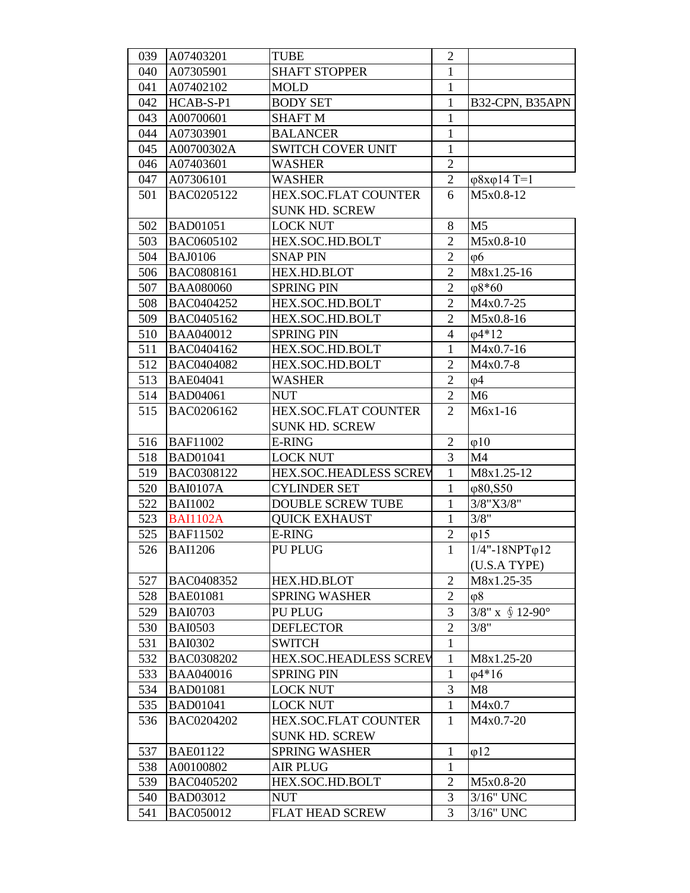| | | | | |
|---|---|---|---|---|
| 039 | A07403201 | TUBE | 2 | |
| 040 | A07305901 | SHAFT STOPPER | 1 | |
| 041 | A07402102 | MOLD | 1 | |
| 042 | HCAB-S-P1 | BODY SET | 1 | B32-CPN, B35APN |
| 043 | A00700601 | SHAFT M | 1 | |
| 044 | A07303901 | BALANCER | 1 | |
| 045 | A00700302A | SWITCH COVER UNIT | 1 | |
| 046 | A07403601 | WASHER | 2 | |
| 047 | A07306101 | WASHER | 2 | φ8xφ14 T=1 |
| 501 | BAC0205122 | HEX.SOC.FLAT COUNTER SUNK HD. SCREW | 6 | M5x0.8-12 |
| 502 | BAD01051 | LOCK NUT | 8 | M5 |
| 503 | BAC0605102 | HEX.SOC.HD.BOLT | 2 | M5x0.8-10 |
| 504 | BAJ0106 | SNAP PIN | 2 | φ6 |
| 506 | BAC0808161 | HEX.HD.BLOT | 2 | M8x1.25-16 |
| 507 | BAA080060 | SPRING PIN | 2 | φ8*60 |
| 508 | BAC0404252 | HEX.SOC.HD.BOLT | 2 | M4x0.7-25 |
| 509 | BAC0405162 | HEX.SOC.HD.BOLT | 2 | M5x0.8-16 |
| 510 | BAA040012 | SPRING PIN | 4 | φ4*12 |
| 511 | BAC0404162 | HEX.SOC.HD.BOLT | 1 | M4x0.7-16 |
| 512 | BAC0404082 | HEX.SOC.HD.BOLT | 2 | M4x0.7-8 |
| 513 | BAE04041 | WASHER | 2 | φ4 |
| 514 | BAD04061 | NUT | 2 | M6 |
| 515 | BAC0206162 | HEX.SOC.FLAT COUNTER SUNK HD. SCREW | 2 | M6x1-16 |
| 516 | BAF11002 | E-RING | 2 | φ10 |
| 518 | BAD01041 | LOCK NUT | 3 | M4 |
| 519 | BAC0308122 | HEX.SOC.HEADLESS SCREW | 1 | M8x1.25-12 |
| 520 | BAI0107A | CYLINDER SET | 1 | φ80,S50 |
| 522 | BAI1002 | DOUBLE SCREW TUBE | 1 | 3/8"X3/8" |
| 523 | BAI1102A | QUICK EXHAUST | 1 | 3/8" |
| 525 | BAF11502 | E-RING | 2 | φ15 |
| 526 | BAI1206 | PU PLUG | 1 | 1/4"-18NPTφ12 (U.S.A TYPE) |
| 527 | BAC0408352 | HEX.HD.BLOT | 2 | M8x1.25-35 |
| 528 | BAE01081 | SPRING WASHER | 2 | φ8 |
| 529 | BAI0703 | PU PLUG | 3 | 3/8" x ∮12-90° |
| 530 | BAI0503 | DEFLECTOR | 2 | 3/8" |
| 531 | BAI0302 | SWITCH | 1 | |
| 532 | BAC0308202 | HEX.SOC.HEADLESS SCREW | 1 | M8x1.25-20 |
| 533 | BAA040016 | SPRING PIN | 1 | φ4*16 |
| 534 | BAD01081 | LOCK NUT | 3 | M8 |
| 535 | BAD01041 | LOCK NUT | 1 | M4x0.7 |
| 536 | BAC0204202 | HEX.SOC.FLAT COUNTER SUNK HD. SCREW | 1 | M4x0.7-20 |
| 537 | BAE01122 | SPRING WASHER | 1 | φ12 |
| 538 | A00100802 | AIR PLUG | 1 | |
| 539 | BAC0405202 | HEX.SOC.HD.BOLT | 2 | M5x0.8-20 |
| 540 | BAD03012 | NUT | 3 | 3/16" UNC |
| 541 | BAC050012 | FLAT HEAD SCREW | 3 | 3/16" UNC |